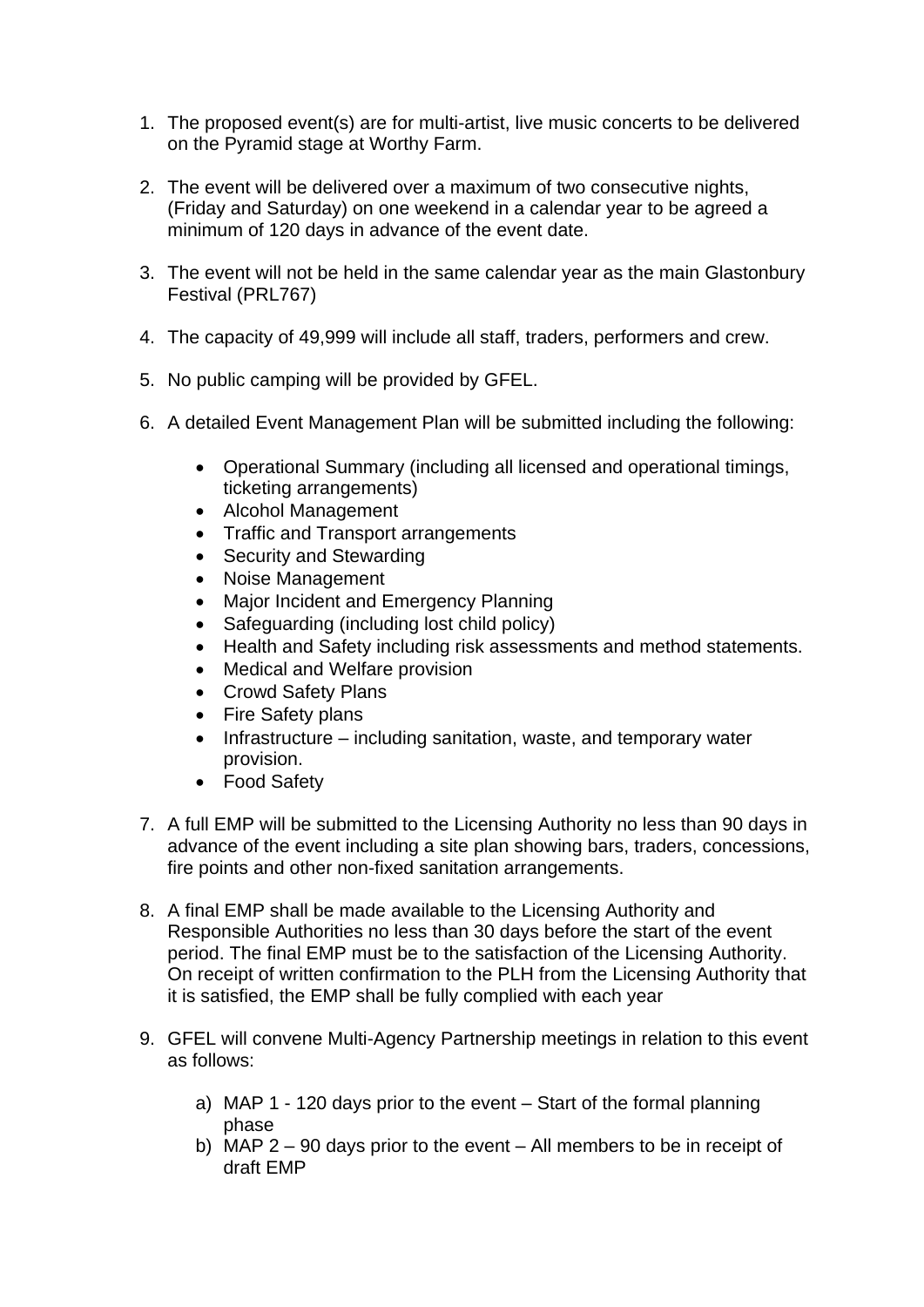1. The proposed event(s) are for multi-artist, live music concerts to be delivered on the Pyramid stage at Worthy Farm.

2. The event will be delivered over a maximum of two consecutive nights, (Friday and Saturday) on one weekend in a calendar year to be agreed a minimum of 120 days in advance of the event date.

3. The event will not be held in the same calendar year as the main Glastonbury Festival (PRL767)

4. The capacity of 49,999 will include all staff, traders, performers and crew.

5. No public camping will be provided by GFEL.

6. A detailed Event Management Plan will be submitted including the following:

   - Operational Summary (including all licensed and operational timings, ticketing arrangements)
   - Alcohol Management
   - Traffic and Transport arrangements
   - Security and Stewarding
   - Noise Management
   - Major Incident and Emergency Planning
   - Safeguarding (including lost child policy)
   - Health and Safety including risk assessments and method statements.
   - Medical and Welfare provision
   - Crowd Safety Plans
   - Fire Safety plans
   - Infrastructure – including sanitation, waste, and temporary water provision.
   - Food Safety

7. A full EMP will be submitted to the Licensing Authority no less than 90 days in advance of the event including a site plan showing bars, traders, concessions, fire points and other non-fixed sanitation arrangements.

8. A final EMP shall be made available to the Licensing Authority and Responsible Authorities no less than 30 days before the start of the event period. The final EMP must be to the satisfaction of the Licensing Authority. On receipt of written confirmation to the PLH from the Licensing Authority that it is satisfied, the EMP shall be fully complied with each year

9. GFEL will convene Multi-Agency Partnership meetings in relation to this event as follows:

   a) MAP 1 - 120 days prior to the event – Start of the formal planning phase
   b) MAP 2 – 90 days prior to the event – All members to be in receipt of draft EMP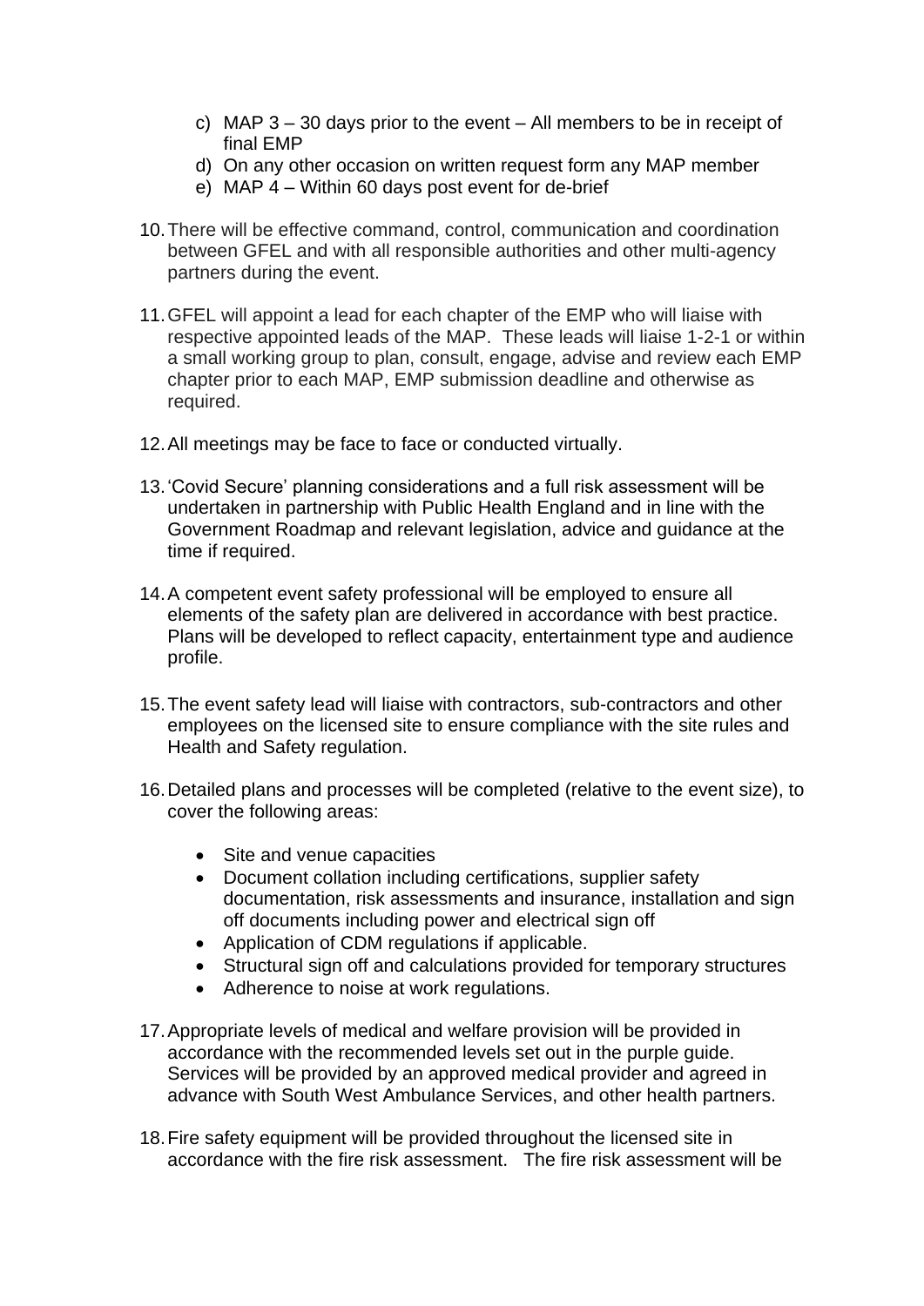c) MAP 3 – 30 days prior to the event – All members to be in receipt of final EMP
d) On any other occasion on written request form any MAP member
e) MAP 4 – Within 60 days post event for de-brief

10. There will be effective command, control, communication and coordination between GFEL and with all responsible authorities and other multi-agency partners during the event.

11. GFEL will appoint a lead for each chapter of the EMP who will liaise with respective appointed leads of the MAP. These leads will liaise 1-2-1 or within a small working group to plan, consult, engage, advise and review each EMP chapter prior to each MAP, EMP submission deadline and otherwise as required.

12. All meetings may be face to face or conducted virtually.

13. 'Covid Secure' planning considerations and a full risk assessment will be undertaken in partnership with Public Health England and in line with the Government Roadmap and relevant legislation, advice and guidance at the time if required.

14. A competent event safety professional will be employed to ensure all elements of the safety plan are delivered in accordance with best practice. Plans will be developed to reflect capacity, entertainment type and audience profile.

15. The event safety lead will liaise with contractors, sub-contractors and other employees on the licensed site to ensure compliance with the site rules and Health and Safety regulation.

16. Detailed plans and processes will be completed (relative to the event size), to cover the following areas:

    - Site and venue capacities
    - Document collation including certifications, supplier safety documentation, risk assessments and insurance, installation and sign off documents including power and electrical sign off
    - Application of CDM regulations if applicable.
    - Structural sign off and calculations provided for temporary structures
    - Adherence to noise at work regulations.

17. Appropriate levels of medical and welfare provision will be provided in accordance with the recommended levels set out in the purple guide. Services will be provided by an approved medical provider and agreed in advance with South West Ambulance Services, and other health partners.

18. Fire safety equipment will be provided throughout the licensed site in accordance with the fire risk assessment. The fire risk assessment will be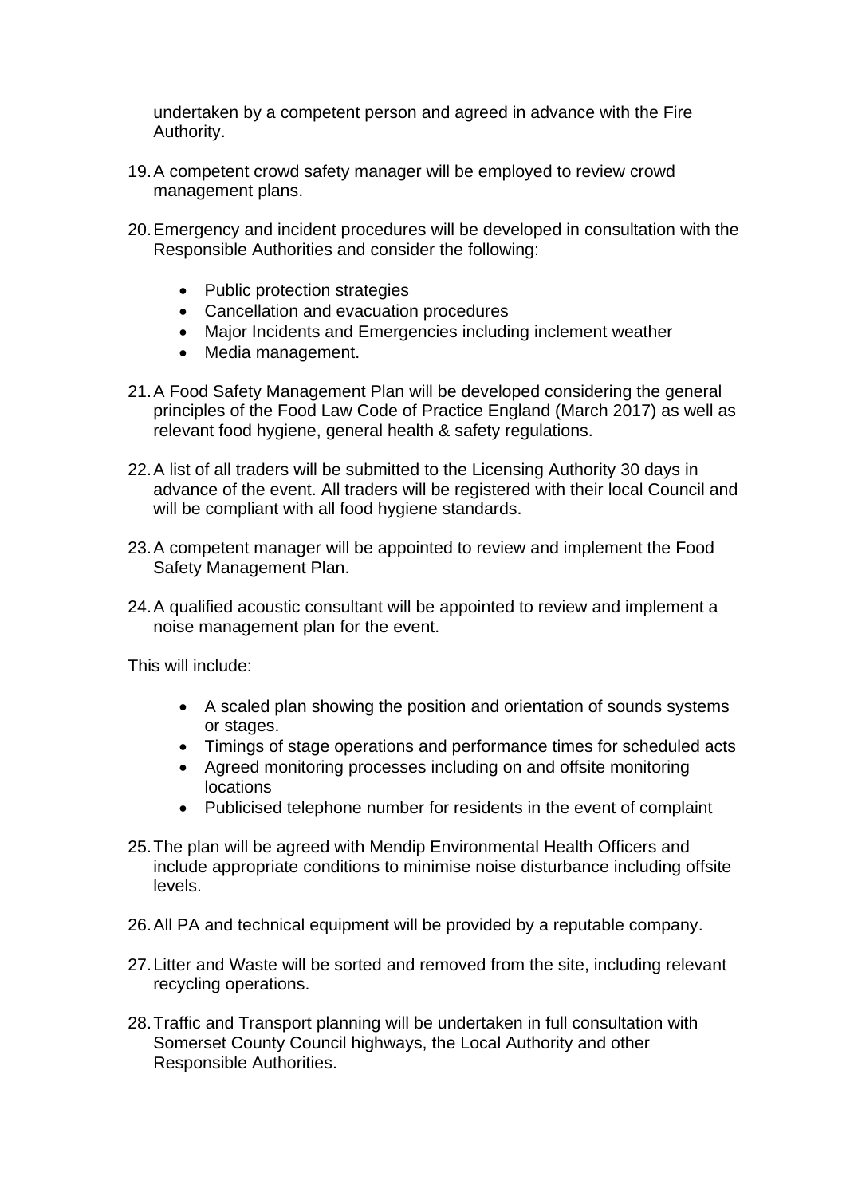undertaken by a competent person and agreed in advance with the Fire Authority.

19. A competent crowd safety manager will be employed to review crowd management plans.

20. Emergency and incident procedures will be developed in consultation with the Responsible Authorities and consider the following:

    - Public protection strategies
    - Cancellation and evacuation procedures
    - Major Incidents and Emergencies including inclement weather
    - Media management.

21. A Food Safety Management Plan will be developed considering the general principles of the Food Law Code of Practice England (March 2017) as well as relevant food hygiene, general health & safety regulations.

22. A list of all traders will be submitted to the Licensing Authority 30 days in advance of the event. All traders will be registered with their local Council and will be compliant with all food hygiene standards.

23. A competent manager will be appointed to review and implement the Food Safety Management Plan.

24. A qualified acoustic consultant will be appointed to review and implement a noise management plan for the event.

This will include:

- A scaled plan showing the position and orientation of sounds systems or stages.
- Timings of stage operations and performance times for scheduled acts
- Agreed monitoring processes including on and offsite monitoring locations
- Publicised telephone number for residents in the event of complaint

25. The plan will be agreed with Mendip Environmental Health Officers and include appropriate conditions to minimise noise disturbance including offsite levels.

26. All PA and technical equipment will be provided by a reputable company.

27. Litter and Waste will be sorted and removed from the site, including relevant recycling operations.

28. Traffic and Transport planning will be undertaken in full consultation with Somerset County Council highways, the Local Authority and other Responsible Authorities.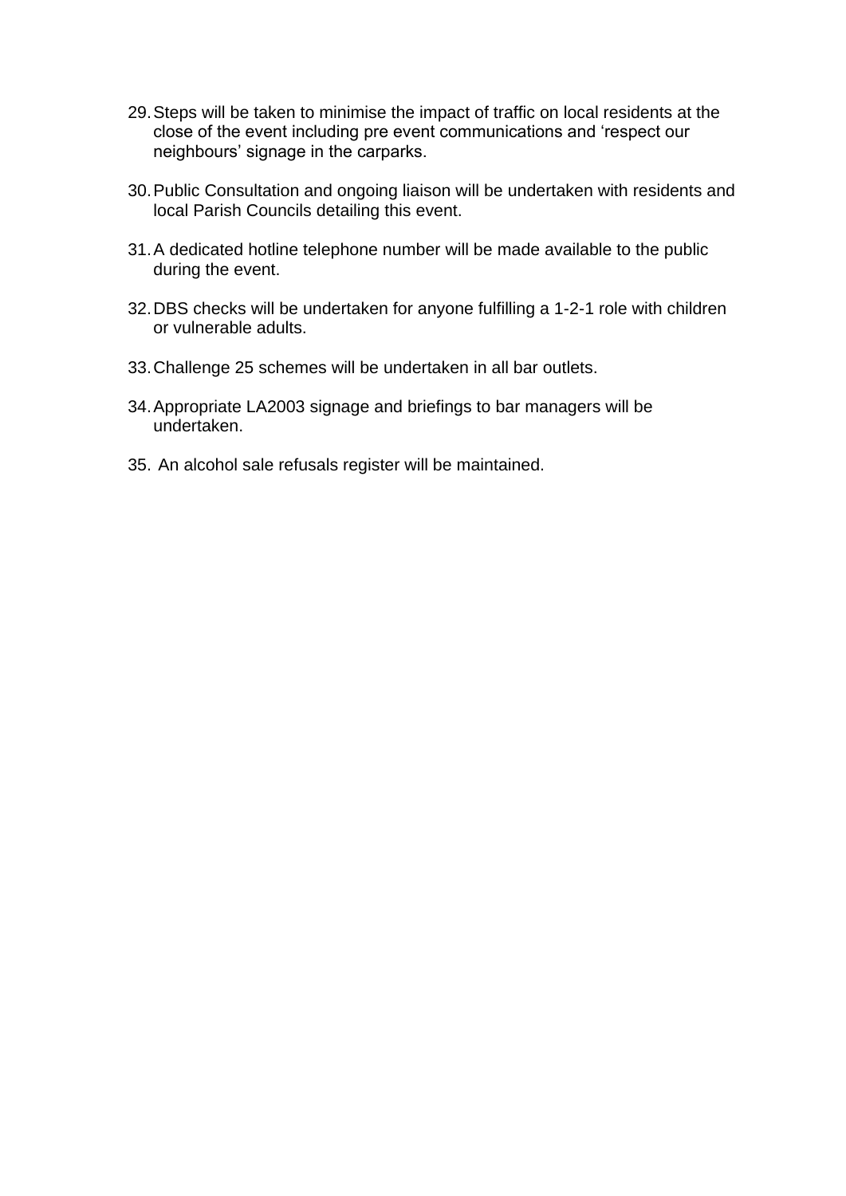29. Steps will be taken to minimise the impact of traffic on local residents at the close of the event including pre event communications and 'respect our neighbours' signage in the carparks.

30. Public Consultation and ongoing liaison will be undertaken with residents and local Parish Councils detailing this event.

31. A dedicated hotline telephone number will be made available to the public during the event.

32. DBS checks will be undertaken for anyone fulfilling a 1-2-1 role with children or vulnerable adults.

33. Challenge 25 schemes will be undertaken in all bar outlets.

34. Appropriate LA2003 signage and briefings to bar managers will be undertaken.

35. An alcohol sale refusals register will be maintained.